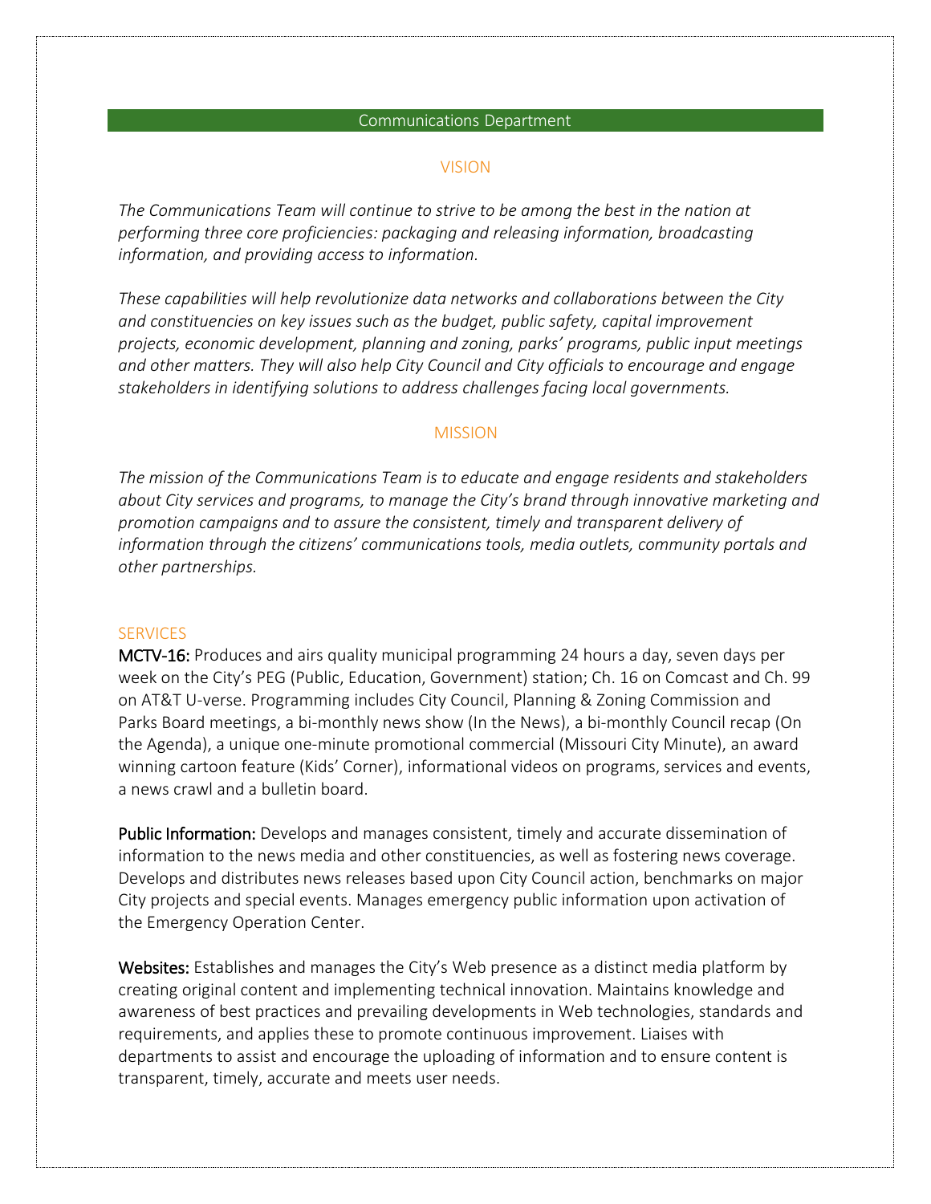# Communications Department

## VISION

*The Communications Team will continue to strive to be among the best in the nation at performing three core proficiencies: packaging and releasing information, broadcasting information, and providing access to information.*

*These capabilities will help revolutionize data networks and collaborations between the City and constituencies on key issues such as the budget, public safety, capital improvement projects, economic development, planning and zoning, parks' programs, public input meetings and other matters. They will also help City Council and City officials to encourage and engage stakeholders in identifying solutions to address challenges facing local governments.*

## MISSION

*The mission of the Communications Team is to educate and engage residents and stakeholders about City services and programs, to manage the City's brand through innovative marketing and promotion campaigns and to assure the consistent, timely and transparent delivery of information through the citizens' communications tools, media outlets, community portals and other partnerships.*

## SERVICES

**MCTV-16:** Produces and airs quality municipal programming 24 hours a day, seven days per week on the City's PEG (Public, Education, Government) station; Ch. 16 on Comcast and Ch. 99 on AT&T U-verse. Programming includes City Council, Planning & Zoning Commission and Parks Board meetings, a bi-monthly news show (In the News), a bi-monthly Council recap (On the Agenda), a unique one-minute promotional commercial (Missouri City Minute), an award winning cartoon feature (Kids' Corner), informational videos on programs, services and events, a news crawl and a bulletin board.

**Public Information:** Develops and manages consistent, timely and accurate dissemination of information to the news media and other constituencies, as well as fostering news coverage. Develops and distributes news releases based upon City Council action, benchmarks on major City projects and special events. Manages emergency public information upon activation of the Emergency Operation Center.

**Websites:** Establishes and manages the City's Web presence as a distinct media platform by creating original content and implementing technical innovation. Maintains knowledge and awareness of best practices and prevailing developments in Web technologies, standards and requirements, and applies these to promote continuous improvement. Liaises with departments to assist and encourage the uploading of information and to ensure content is transparent, timely, accurate and meets user needs.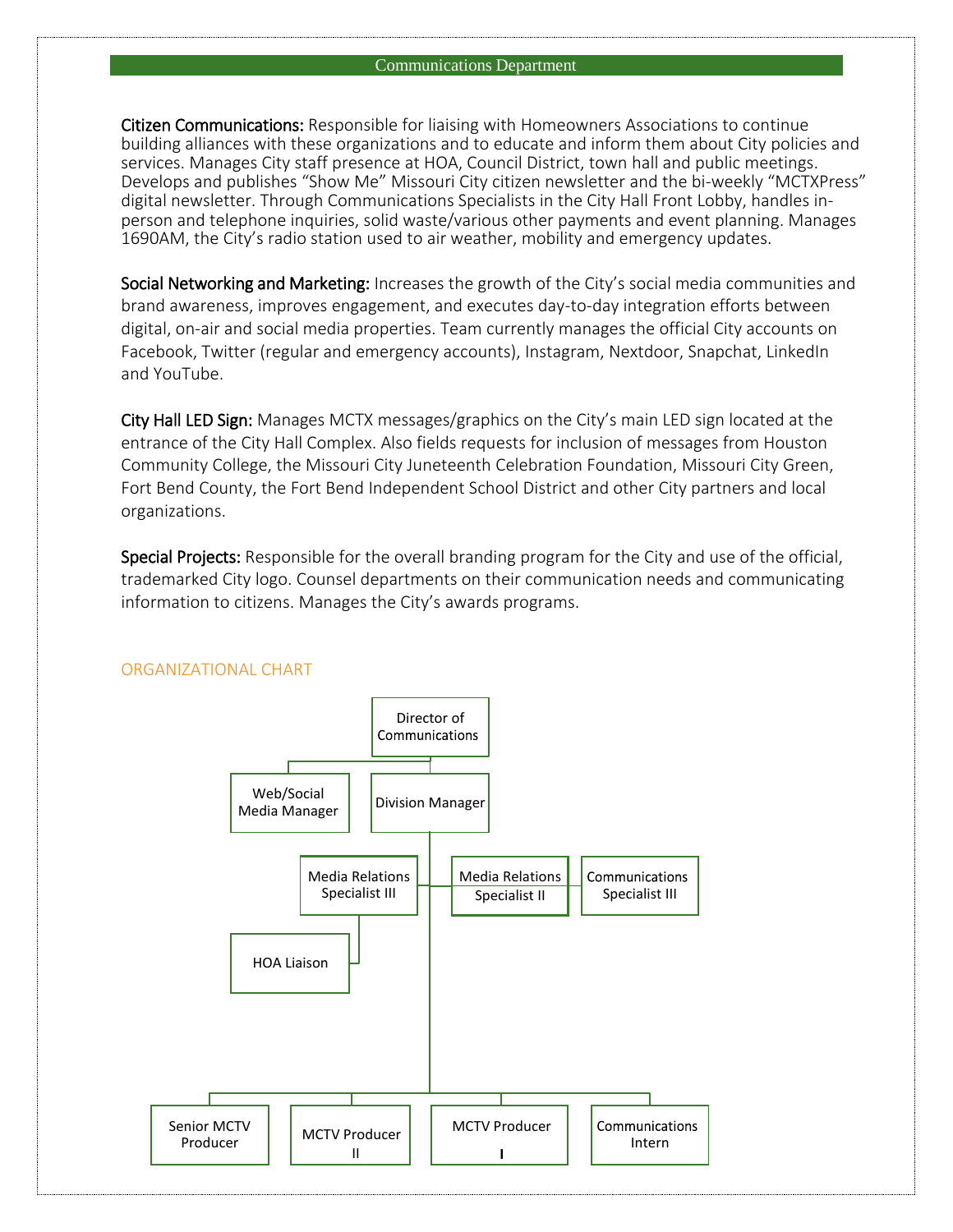## Communications Department

**Citizen Communications:** Responsible for liaising with Homeowners Associations to continue building alliances with these organizations and to educate and inform them about City policies and services. Manages City staff presence at HOA, Council District, town hall and public meetings. Develops and publishes "Show Me" Missouri City citizen newsletter and the bi-weekly "MCTXPress" digital newsletter. Through Communications Specialists in the City Hall Front Lobby, handles in-person and telephone inquiries, solid waste/various other payments and event planning. Manages 1690AM, the City's radio station used to air weather, mobility and emergency updates.

**Social Networking and Marketing:** Increases the growth of the City's social media communities and brand awareness, improves engagement, and executes day-to-day integration efforts between digital, on-air and social media properties. Team currently manages the official City accounts on Facebook, Twitter (regular and emergency accounts), Instagram, Nextdoor, Snapchat, LinkedIn and YouTube.

**City Hall LED Sign:** Manages MCTX messages/graphics on the City's main LED sign located at the entrance of the City Hall Complex. Also fields requests for inclusion of messages from Houston Community College, the Missouri City Juneteenth Celebration Foundation, Missouri City Green, Fort Bend County, the Fort Bend Independent School District and other City partners and local organizations.

**Special Projects:** Responsible for the overall branding program for the City and use of the official, trademarked City logo. Counsel departments on their communication needs and communicating information to citizens. Manages the City's awards programs.

### ORGANIZATIONAL CHART

- Director of Communications
  - Web/Social Media Manager
  - Division Manager
    - Media Relations Specialist III
      - HOA Liaison
    - Media Relations Specialist II
    - Communications Specialist III
    - Senior MCTV Producer
    - MCTV Producer II
    - MCTV Producer I
    - Communications Intern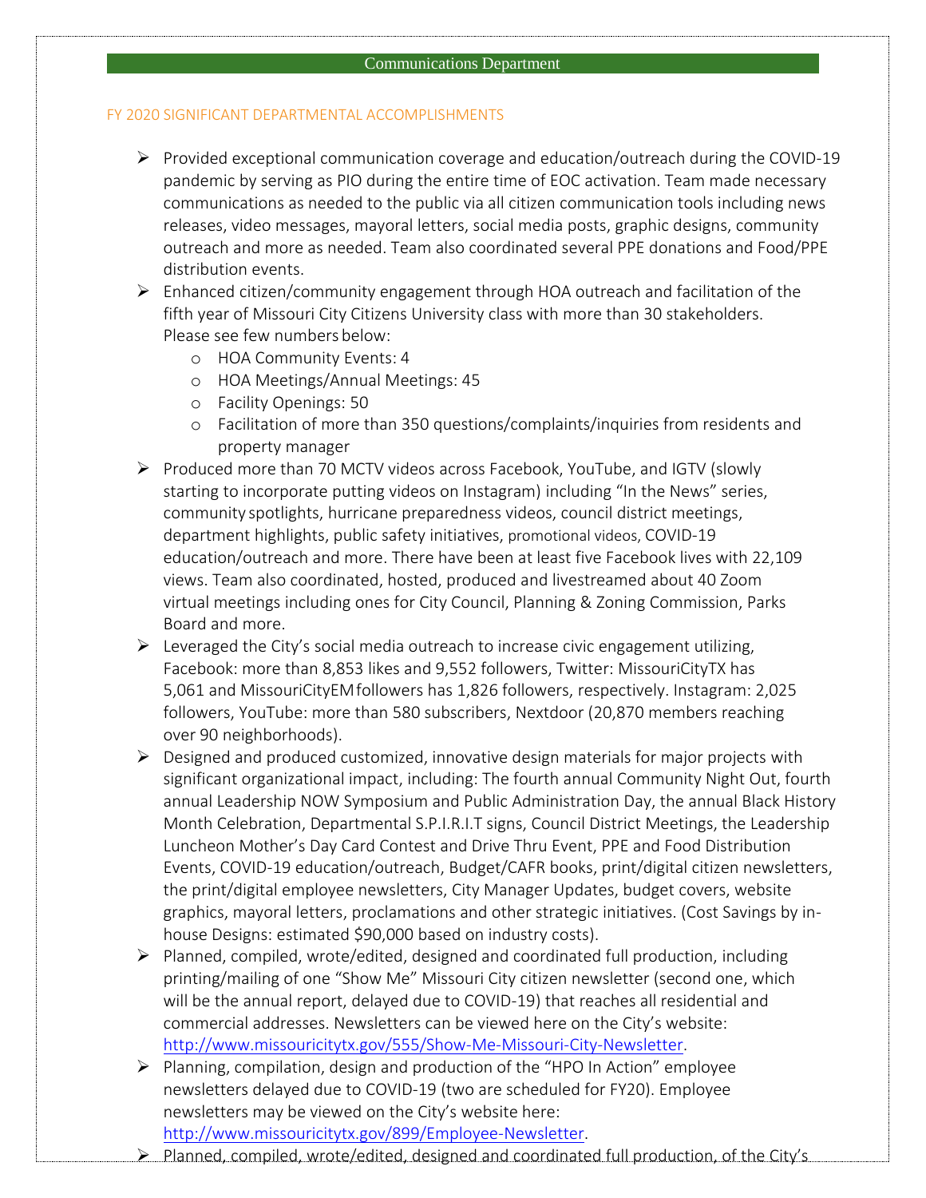## Communications Department

### FY 2020 SIGNIFICANT DEPARTMENTAL ACCOMPLISHMENTS

- Provided exceptional communication coverage and education/outreach during the COVID-19 pandemic by serving as PIO during the entire time of EOC activation. Team made necessary communications as needed to the public via all citizen communication tools including news releases, video messages, mayoral letters, social media posts, graphic designs, community outreach and more as needed. Team also coordinated several PPE donations and Food/PPE distribution events.
- Enhanced citizen/community engagement through HOA outreach and facilitation of the fifth year of Missouri City Citizens University class with more than 30 stakeholders. Please see few numbers below:
  - HOA Community Events: 4
  - HOA Meetings/Annual Meetings: 45
  - Facility Openings: 50
  - Facilitation of more than 350 questions/complaints/inquiries from residents and property manager
- Produced more than 70 MCTV videos across Facebook, YouTube, and IGTV (slowly starting to incorporate putting videos on Instagram) including "In the News" series, community spotlights, hurricane preparedness videos, council district meetings, department highlights, public safety initiatives, promotional videos, COVID-19 education/outreach and more. There have been at least five Facebook lives with 22,109 views. Team also coordinated, hosted, produced and livestreamed about 40 Zoom virtual meetings including ones for City Council, Planning & Zoning Commission, Parks Board and more.
- Leveraged the City's social media outreach to increase civic engagement utilizing, Facebook: more than 8,853 likes and 9,552 followers, Twitter: MissouriCityTX has 5,061 and MissouriCityEM followers has 1,826 followers, respectively. Instagram: 2,025 followers, YouTube: more than 580 subscribers, Nextdoor (20,870 members reaching over 90 neighborhoods).
- Designed and produced customized, innovative design materials for major projects with significant organizational impact, including: The fourth annual Community Night Out, fourth annual Leadership NOW Symposium and Public Administration Day, the annual Black History Month Celebration, Departmental S.P.I.R.I.T signs, Council District Meetings, the Leadership Luncheon Mother's Day Card Contest and Drive Thru Event, PPE and Food Distribution Events, COVID-19 education/outreach, Budget/CAFR books, print/digital citizen newsletters, the print/digital employee newsletters, City Manager Updates, budget covers, website graphics, mayoral letters, proclamations and other strategic initiatives. (Cost Savings by in-house Designs: estimated $90,000 based on industry costs).
- Planned, compiled, wrote/edited, designed and coordinated full production, including printing/mailing of one "Show Me" Missouri City citizen newsletter (second one, which will be the annual report, delayed due to COVID-19) that reaches all residential and commercial addresses. Newsletters can be viewed here on the City's website: [http://www.missouricitytx.gov/555/Show-Me-Missouri-City-Newsletter](http://www.missouricitytx.gov/555/Show-Me-Missouri-City-Newsletter).
- Planning, compilation, design and production of the "HPO In Action" employee newsletters delayed due to COVID-19 (two are scheduled for FY20). Employee newsletters may be viewed on the City's website here: [http://www.missouricitytx.gov/899/Employee-Newsletter](http://www.missouricitytx.gov/899/Employee-Newsletter).
- Planned, compiled, wrote/edited, designed and coordinated full production, of the City's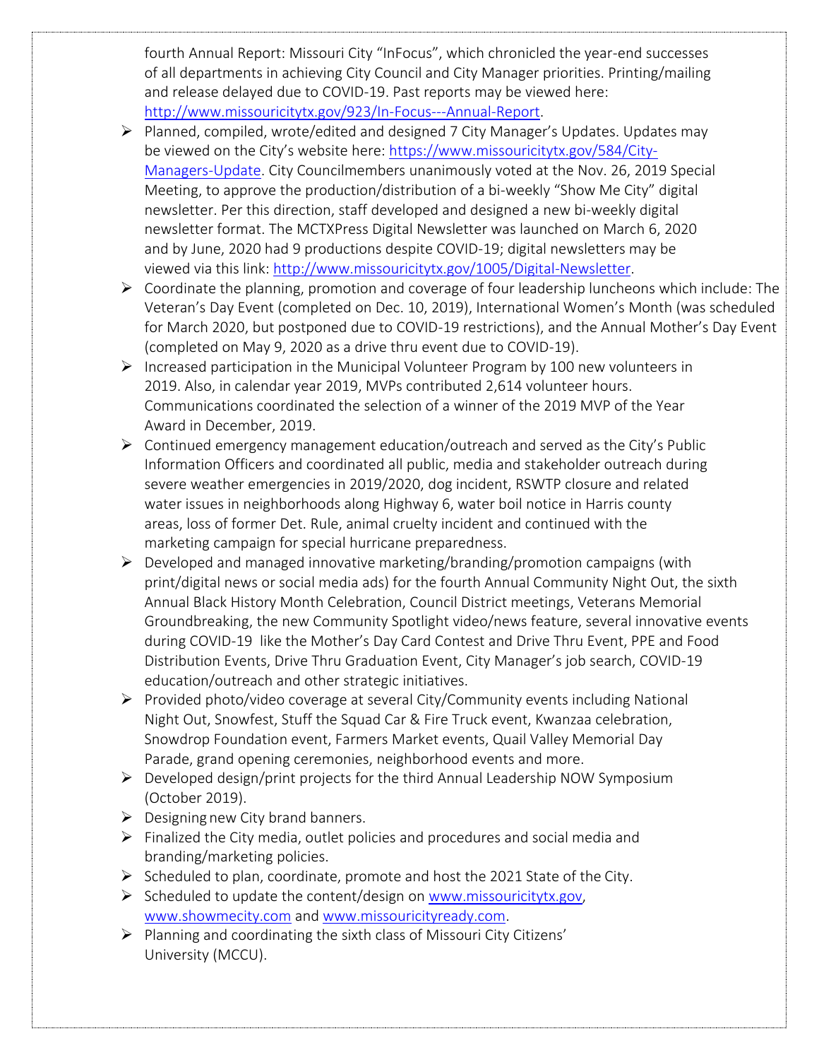fourth Annual Report: Missouri City "InFocus", which chronicled the year-end successes of all departments in achieving City Council and City Manager priorities. Printing/mailing and release delayed due to COVID-19. Past reports may be viewed here: [http://www.missouricitytx.gov/923/In-Focus---Annual-Report](http://www.missouricitytx.gov/923/In-Focus---Annual-Report).

- Planned, compiled, wrote/edited and designed 7 City Manager's Updates. Updates may be viewed on the City's website here: [https://www.missouricitytx.gov/584/City-Managers-Update](https://www.missouricitytx.gov/584/City-Managers-Update). City Councilmembers unanimously voted at the Nov. 26, 2019 Special Meeting, to approve the production/distribution of a bi-weekly "Show Me City" digital newsletter. Per this direction, staff developed and designed a new bi-weekly digital newsletter format. The MCTXPress Digital Newsletter was launched on March 6, 2020 and by June, 2020 had 9 productions despite COVID-19; digital newsletters may be viewed via this link: [http://www.missouricitytx.gov/1005/Digital-Newsletter](http://www.missouricitytx.gov/1005/Digital-Newsletter).
- Coordinate the planning, promotion and coverage of four leadership luncheons which include: The Veteran's Day Event (completed on Dec. 10, 2019), International Women's Month (was scheduled for March 2020, but postponed due to COVID-19 restrictions), and the Annual Mother's Day Event (completed on May 9, 2020 as a drive thru event due to COVID-19).
- Increased participation in the Municipal Volunteer Program by 100 new volunteers in 2019. Also, in calendar year 2019, MVPs contributed 2,614 volunteer hours. Communications coordinated the selection of a winner of the 2019 MVP of the Year Award in December, 2019.
- Continued emergency management education/outreach and served as the City's Public Information Officers and coordinated all public, media and stakeholder outreach during severe weather emergencies in 2019/2020, dog incident, RSWTP closure and related water issues in neighborhoods along Highway 6, water boil notice in Harris county areas, loss of former Det. Rule, animal cruelty incident and continued with the marketing campaign for special hurricane preparedness.
- Developed and managed innovative marketing/branding/promotion campaigns (with print/digital news or social media ads) for the fourth Annual Community Night Out, the sixth Annual Black History Month Celebration, Council District meetings, Veterans Memorial Groundbreaking, the new Community Spotlight video/news feature, several innovative events during COVID-19 like the Mother's Day Card Contest and Drive Thru Event, PPE and Food Distribution Events, Drive Thru Graduation Event, City Manager's job search, COVID-19 education/outreach and other strategic initiatives.
- Provided photo/video coverage at several City/Community events including National Night Out, Snowfest, Stuff the Squad Car & Fire Truck event, Kwanzaa celebration, Snowdrop Foundation event, Farmers Market events, Quail Valley Memorial Day Parade, grand opening ceremonies, neighborhood events and more.
- Developed design/print projects for the third Annual Leadership NOW Symposium (October 2019).
- Designing new City brand banners.
- Finalized the City media, outlet policies and procedures and social media and branding/marketing policies.
- Scheduled to plan, coordinate, promote and host the 2021 State of the City.
- Scheduled to update the content/design on [www.missouricitytx.gov](www.missouricitytx.gov), [www.showmecity.com](www.showmecity.com) and [www.missouricityready.com](www.missouricityready.com).
- Planning and coordinating the sixth class of Missouri City Citizens' University (MCCU).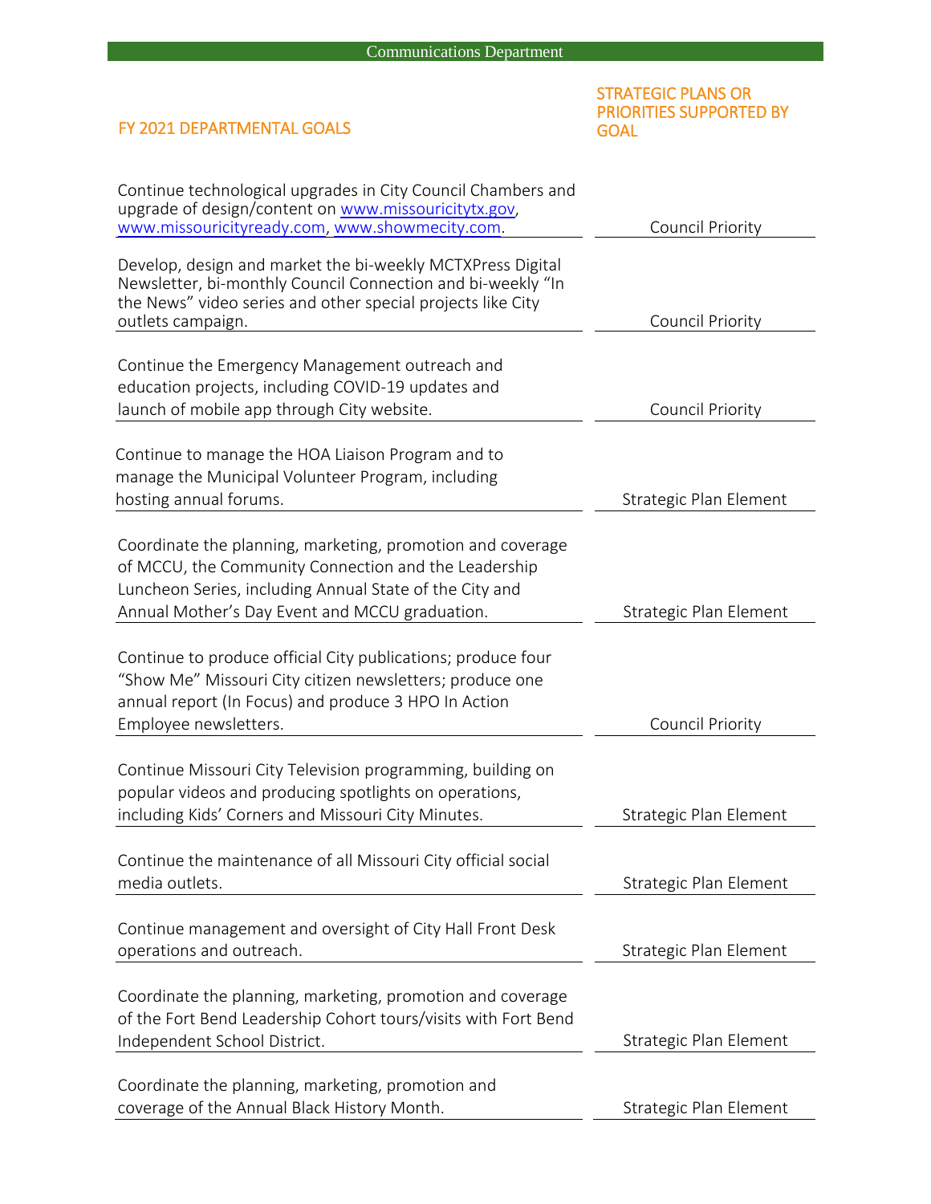## Communications Department

| FY 2021 DEPARTMENTAL GOALS | STRATEGIC PLANS OR PRIORITIES SUPPORTED BY GOAL |
|---|---|
| Continue technological upgrades in City Council Chambers and upgrade of design/content on www.missouricitytx.gov, www.missouricityready.com, www.showmecity.com. | Council Priority |
| Develop, design and market the bi-weekly MCTXPress Digital Newsletter, bi-monthly Council Connection and bi-weekly "In the News" video series and other special projects like City outlets campaign. | Council Priority |
| Continue the Emergency Management outreach and education projects, including COVID-19 updates and launch of mobile app through City website. | Council Priority |
| Continue to manage the HOA Liaison Program and to manage the Municipal Volunteer Program, including hosting annual forums. | Strategic Plan Element |
| Coordinate the planning, marketing, promotion and coverage of MCCU, the Community Connection and the Leadership Luncheon Series, including Annual State of the City and Annual Mother's Day Event and MCCU graduation. | Strategic Plan Element |
| Continue to produce official City publications; produce four "Show Me" Missouri City citizen newsletters; produce one annual report (In Focus) and produce 3 HPO In Action Employee newsletters. | Council Priority |
| Continue Missouri City Television programming, building on popular videos and producing spotlights on operations, including Kids' Corners and Missouri City Minutes. | Strategic Plan Element |
| Continue the maintenance of all Missouri City official social media outlets. | Strategic Plan Element |
| Continue management and oversight of City Hall Front Desk operations and outreach. | Strategic Plan Element |
| Coordinate the planning, marketing, promotion and coverage of the Fort Bend Leadership Cohort tours/visits with Fort Bend Independent School District. | Strategic Plan Element |
| Coordinate the planning, marketing, promotion and coverage of the Annual Black History Month. | Strategic Plan Element |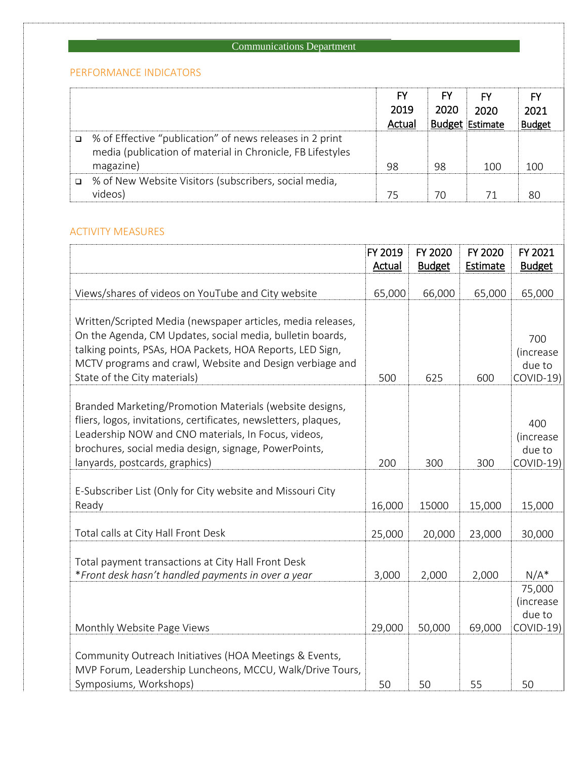## Communications Department

### PERFORMANCE INDICATORS

| | FY 2019 Actual | FY 2020 Budget | FY 2020 Estimate | FY 2021 Budget |
|---|---|---|---|---|
| ❑ % of Effective "publication" of news releases in 2 print media (publication of material in Chronicle, FB Lifestyles magazine) | 98 | 98 | 100 | 100 |
| ❑ % of New Website Visitors (subscribers, social media, videos) | 75 | 70 | 71 | 80 |

### ACTIVITY MEASURES

| | FY 2019 Actual | FY 2020 Budget | FY 2020 Estimate | FY 2021 Budget |
|---|---|---|---|---|
| Views/shares of videos on YouTube and City website | 65,000 | 66,000 | 65,000 | 65,000 |
| Written/Scripted Media (newspaper articles, media releases, On the Agenda, CM Updates, social media, bulletin boards, talking points, PSAs, HOA Packets, HOA Reports, LED Sign, MCTV programs and crawl, Website and Design verbiage and State of the City materials) | 500 | 625 | 600 | 700 (increase due to COVID-19) |
| Branded Marketing/Promotion Materials (website designs, fliers, logos, invitations, certificates, newsletters, plaques, Leadership NOW and CNO materials, In Focus, videos, brochures, social media design, signage, PowerPoints, lanyards, postcards, graphics) | 200 | 300 | 300 | 400 (increase due to COVID-19) |
| E-Subscriber List (Only for City website and Missouri City Ready | 16,000 | 15000 | 15,000 | 15,000 |
| Total calls at City Hall Front Desk | 25,000 | 20,000 | 23,000 | 30,000 |
| Total payment transactions at City Hall Front Desk *\*Front desk hasn't handled payments in over a year* | 3,000 | 2,000 | 2,000 | N/A* |
| Monthly Website Page Views | 29,000 | 50,000 | 69,000 | 75,000 (increase due to COVID-19) |
| Community Outreach Initiatives (HOA Meetings & Events, MVP Forum, Leadership Luncheons, MCCU, Walk/Drive Tours, Symposiums, Workshops) | 50 | 50 | 55 | 50 |